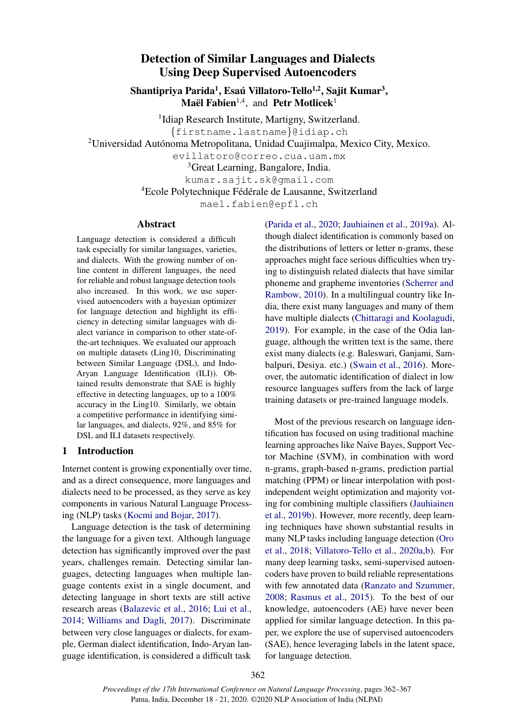# Detection of Similar Languages and Dialects Using Deep Supervised Autoencoders

**Shantipriya Parida**[1], **Esaú Villatoro-Tello**[1,2], **Sajit Kumar**[3], **Maël Fabien**[1,4], and **Petr Motlicek**[1]

[1]Idiap Research Institute, Martigny, Switzerland.
{firstname.lastname}@idiap.ch

[2]Universidad Autónoma Metropolitana, Unidad Cuajimalpa, Mexico City, Mexico.
evillatoro@correo.cua.uam.mx

[3]Great Learning, Bangalore, India.
kumar.sajit.sk@gmail.com

[4]Ecole Polytechnique Fédérale de Lausanne, Switzerland
mael.fabien@epfl.ch

## Abstract

Language detection is considered a difficult task especially for similar languages, varieties, and dialects. With the growing number of online content in different languages, the need for reliable and robust language detection tools also increased. In this work, we use supervised autoencoders with a bayesian optimizer for language detection and highlight its efficiency in detecting similar languages with dialect variance in comparison to other state-of-the-art techniques. We evaluated our approach on multiple datasets (Ling10, Discriminating between Similar Language (DSL), and Indo-Aryan Language Identification (ILI)). Obtained results demonstrate that SAE is highly effective in detecting languages, up to a 100% accuracy in the Ling10. Similarly, we obtain a competitive performance in identifying similar languages, and dialects, 92%, and 85% for DSL and ILI datasets respectively.

## 1 Introduction

Internet content is growing exponentially over time, and as a direct consequence, more languages and dialects need to be processed, as they serve as key components in various Natural Language Processing (NLP) tasks (Kocmi and Bojar, 2017).

Language detection is the task of determining the language for a given text. Although language detection has significantly improved over the past years, challenges remain. Detecting similar languages, detecting languages when multiple language contents exist in a single document, and detecting language in short texts are still active research areas (Balazevic et al., 2016; Lui et al., 2014; Williams and Dagli, 2017). Discriminate between very close languages or dialects, for example, German dialect identification, Indo-Aryan language identification, is considered a difficult task (Parida et al., 2020; Jauhiainen et al., 2019a). Although dialect identification is commonly based on the distributions of letters or letter n-grams, these approaches might face serious difficulties when trying to distinguish related dialects that have similar phoneme and grapheme inventories (Scherrer and Rambow, 2010). In a multilingual country like India, there exist many languages and many of them have multiple dialects (Chittaragi and Koolagudi, 2019). For example, in the case of the Odia language, although the written text is the same, there exist many dialects (e.g. Baleswari, Ganjami, Sambalpuri, Desiya. etc.) (Swain et al., 2016). Moreover, the automatic identification of dialect in low resource languages suffers from the lack of large training datasets or pre-trained language models.

Most of the previous research on language identification has focused on using traditional machine learning approaches like Naive Bayes, Support Vector Machine (SVM), in combination with word n-grams, graph-based n-grams, prediction partial matching (PPM) or linear interpolation with post-independent weight optimization and majority voting for combining multiple classifiers (Jauhiainen et al., 2019b). However, more recently, deep learning techniques have shown substantial results in many NLP tasks including language detection (Oro et al., 2018; Villatoro-Tello et al., 2020a,b). For many deep learning tasks, semi-supervised autoencoders have proven to build reliable representations with few annotated data (Ranzato and Szummer, 2008; Rasmus et al., 2015). To the best of our knowledge, autoencoders (AE) have never been applied for similar language detection. In this paper, we explore the use of supervised autoencoders (SAE), hence leveraging labels in the latent space, for language detection.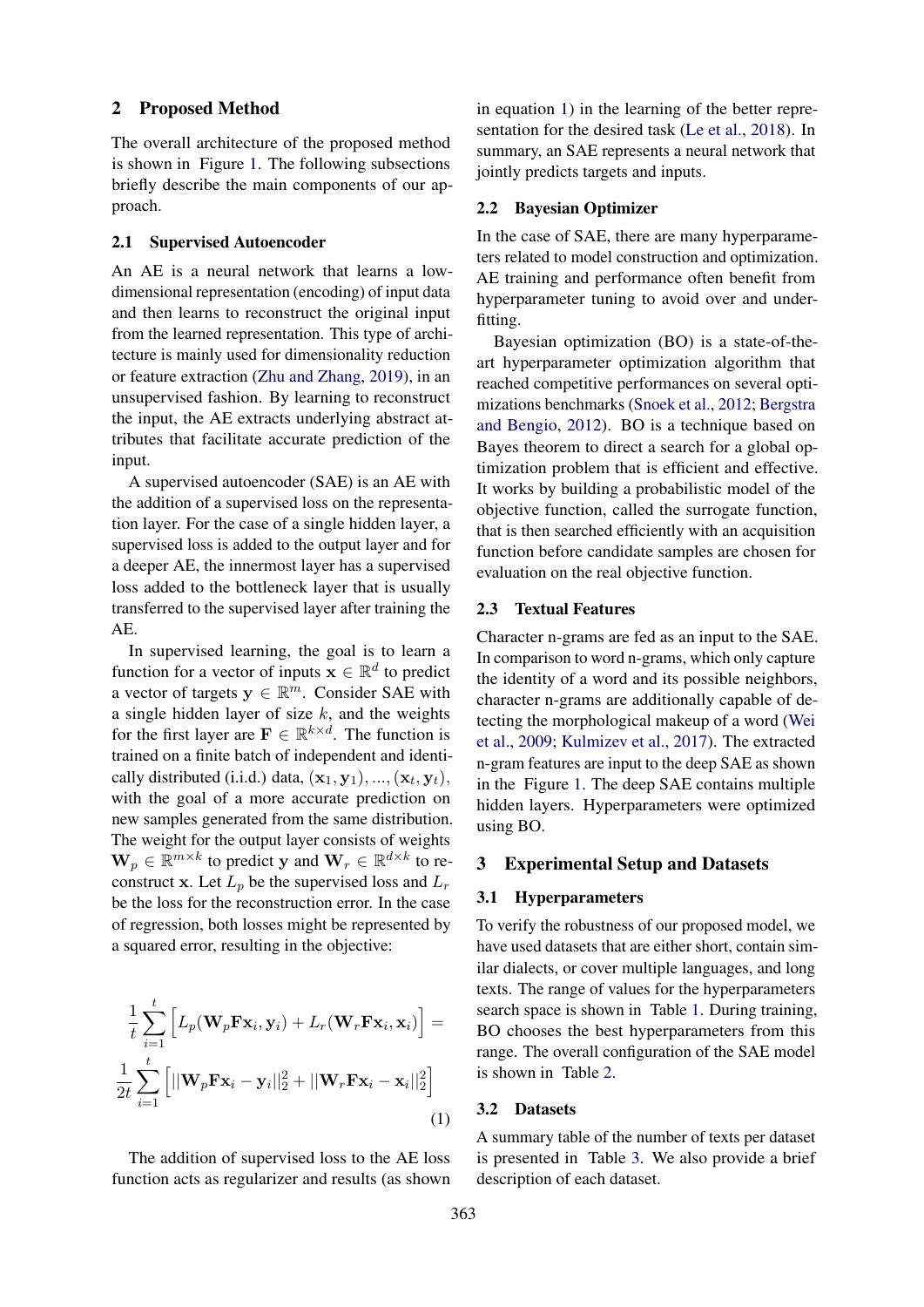## 2 Proposed Method

The overall architecture of the proposed method is shown in Figure 1. The following subsections briefly describe the main components of our approach.

### 2.1 Supervised Autoencoder

An AE is a neural network that learns a low-dimensional representation (encoding) of input data and then learns to reconstruct the original input from the learned representation. This type of architecture is mainly used for dimensionality reduction or feature extraction (Zhu and Zhang, 2019), in an unsupervised fashion. By learning to reconstruct the input, the AE extracts underlying abstract attributes that facilitate accurate prediction of the input.

A supervised autoencoder (SAE) is an AE with the addition of a supervised loss on the representation layer. For the case of a single hidden layer, a supervised loss is added to the output layer and for a deeper AE, the innermost layer has a supervised loss added to the bottleneck layer that is usually transferred to the supervised layer after training the AE.

In supervised learning, the goal is to learn a function for a vector of inputs $\mathbf{x} \in \mathbb{R}^d$ to predict a vector of targets $\mathbf{y} \in \mathbb{R}^m$. Consider SAE with a single hidden layer of size $k$, and the weights for the first layer are $\mathbf{F} \in \mathbb{R}^{k \times d}$. The function is trained on a finite batch of independent and identically distributed (i.i.d.) data, $(\mathbf{x}_1, \mathbf{y}_1), ..., (\mathbf{x}_t, \mathbf{y}_t)$, with the goal of a more accurate prediction on new samples generated from the same distribution. The weight for the output layer consists of weights $\mathbf{W}_p \in \mathbb{R}^{m \times k}$ to predict $\mathbf{y}$ and $\mathbf{W}_r \in \mathbb{R}^{d \times k}$ to reconstruct $\mathbf{x}$. Let $L_p$ be the supervised loss and $L_r$ be the loss for the reconstruction error. In the case of regression, both losses might be represented by a squared error, resulting in the objective:

$$\frac{1}{t}\sum_{i=1}^{t}\Big[L_p(\mathbf{W}_p\mathbf{F}\mathbf{x}_i, \mathbf{y}_i) + L_r(\mathbf{W}_r\mathbf{F}\mathbf{x}_i, \mathbf{x}_i)\Big] = \frac{1}{2t}\sum_{i=1}^{t}\Big[||\mathbf{W}_p\mathbf{F}\mathbf{x}_i - \mathbf{y}_i||_2^2 + ||\mathbf{W}_r\mathbf{F}\mathbf{x}_i - \mathbf{x}_i||_2^2\Big] \tag{1}$$

The addition of supervised loss to the AE loss function acts as regularizer and results (as shown in equation 1) in the learning of the better representation for the desired task (Le et al., 2018). In summary, an SAE represents a neural network that jointly predicts targets and inputs.

### 2.2 Bayesian Optimizer

In the case of SAE, there are many hyperparameters related to model construction and optimization. AE training and performance often benefit from hyperparameter tuning to avoid over and underfitting.

Bayesian optimization (BO) is a state-of-the-art hyperparameter optimization algorithm that reached competitive performances on several optimizations benchmarks (Snoek et al., 2012; Bergstra and Bengio, 2012). BO is a technique based on Bayes theorem to direct a search for a global optimization problem that is efficient and effective. It works by building a probabilistic model of the objective function, called the surrogate function, that is then searched efficiently with an acquisition function before candidate samples are chosen for evaluation on the real objective function.

### 2.3 Textual Features

Character n-grams are fed as an input to the SAE. In comparison to word n-grams, which only capture the identity of a word and its possible neighbors, character n-grams are additionally capable of detecting the morphological makeup of a word (Wei et al., 2009; Kulmizev et al., 2017). The extracted n-gram features are input to the deep SAE as shown in the Figure 1. The deep SAE contains multiple hidden layers. Hyperparameters were optimized using BO.

## 3 Experimental Setup and Datasets

### 3.1 Hyperparameters

To verify the robustness of our proposed model, we have used datasets that are either short, contain similar dialects, or cover multiple languages, and long texts. The range of values for the hyperparameters search space is shown in Table 1. During training, BO chooses the best hyperparameters from this range. The overall configuration of the SAE model is shown in Table 2.

### 3.2 Datasets

A summary table of the number of texts per dataset is presented in Table 3. We also provide a brief description of each dataset.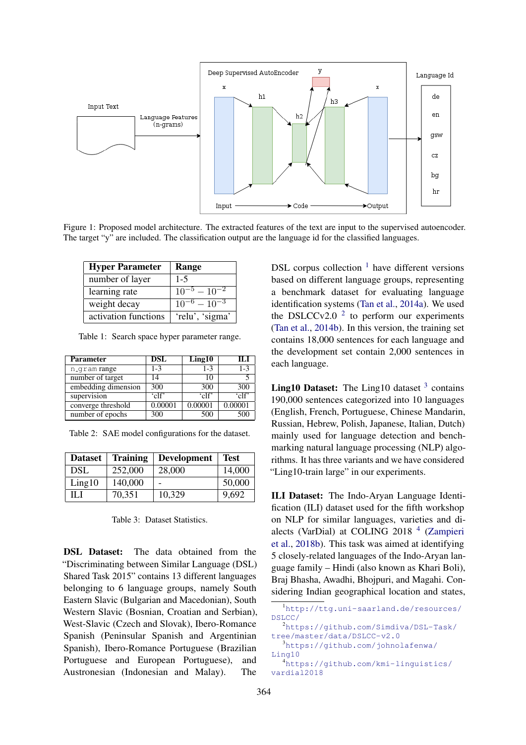Figure 1: Proposed model architecture. The extracted features of the text are input to the supervised autoencoder. The target "y" are included. The classification output are the language id for the classified languages.

| Hyper Parameter | Range |
|---|---|
| number of layer | 1-5 |
| learning rate | $10^{-5} - 10^{-2}$ |
| weight decay | $10^{-6} - 10^{-3}$ |
| activation functions | 'relu', 'sigma' |

Table 1: Search space hyper parameter range.

| Parameter | DSL | Ling10 | ILI |
|---|---|---|---|
| n_gram range | 1-3 | 1-3 | 1-3 |
| number of target | 14 | 10 | 5 |
| embedding dimension | 300 | 300 | 300 |
| supervision | 'clf' | 'clf' | 'clf' |
| converge threshold | 0.00001 | 0.00001 | 0.00001 |
| number of epochs | 300 | 500 | 500 |

Table 2: SAE model configurations for the dataset.

| Dataset | Training | Development | Test |
|---|---|---|---|
| DSL | 252,000 | 28,000 | 14,000 |
| Ling10 | 140,000 | - | 50,000 |
| ILI | 70,351 | 10,329 | 9,692 |

Table 3: Dataset Statistics.

**DSL Dataset:** The data obtained from the "Discriminating between Similar Language (DSL) Shared Task 2015" contains 13 different languages belonging to 6 language groups, namely South Eastern Slavic (Bulgarian and Macedonian), South Western Slavic (Bosnian, Croatian and Serbian), West-Slavic (Czech and Slovak), Ibero-Romance Spanish (Peninsular Spanish and Argentinian Spanish), Ibero-Romance Portuguese (Brazilian Portuguese and European Portuguese), and Austronesian (Indonesian and Malay). The DSL corpus collection [1] have different versions based on different language groups, representing a benchmark dataset for evaluating language identification systems (Tan et al., 2014a). We used the DSLCCv2.0 [2] to perform our experiments (Tan et al., 2014b). In this version, the training set contains 18,000 sentences for each language and the development set contain 2,000 sentences in each language.

**Ling10 Dataset:** The Ling10 dataset [3] contains 190,000 sentences categorized into 10 languages (English, French, Portuguese, Chinese Mandarin, Russian, Hebrew, Polish, Japanese, Italian, Dutch) mainly used for language detection and benchmarking natural language processing (NLP) algorithms. It has three variants and we have considered "Ling10-train large" in our experiments.

**ILI Dataset:** The Indo-Aryan Language Identification (ILI) dataset used for the fifth workshop on NLP for similar languages, varieties and dialects (VarDial) at COLING 2018 [4] (Zampieri et al., 2018b). This task was aimed at identifying 5 closely-related languages of the Indo-Aryan language family – Hindi (also known as Khari Boli), Braj Bhasha, Awadhi, Bhojpuri, and Magahi. Considering Indian geographical location and states,

[1] http://ttg.uni-saarland.de/resources/DSLCC/

[2] https://github.com/Simdiva/DSL-Task/tree/master/data/DSLCC-v2.0

[3] https://github.com/johnolafenwa/Ling10

[4] https://github.com/kmi-linguistics/vardial2018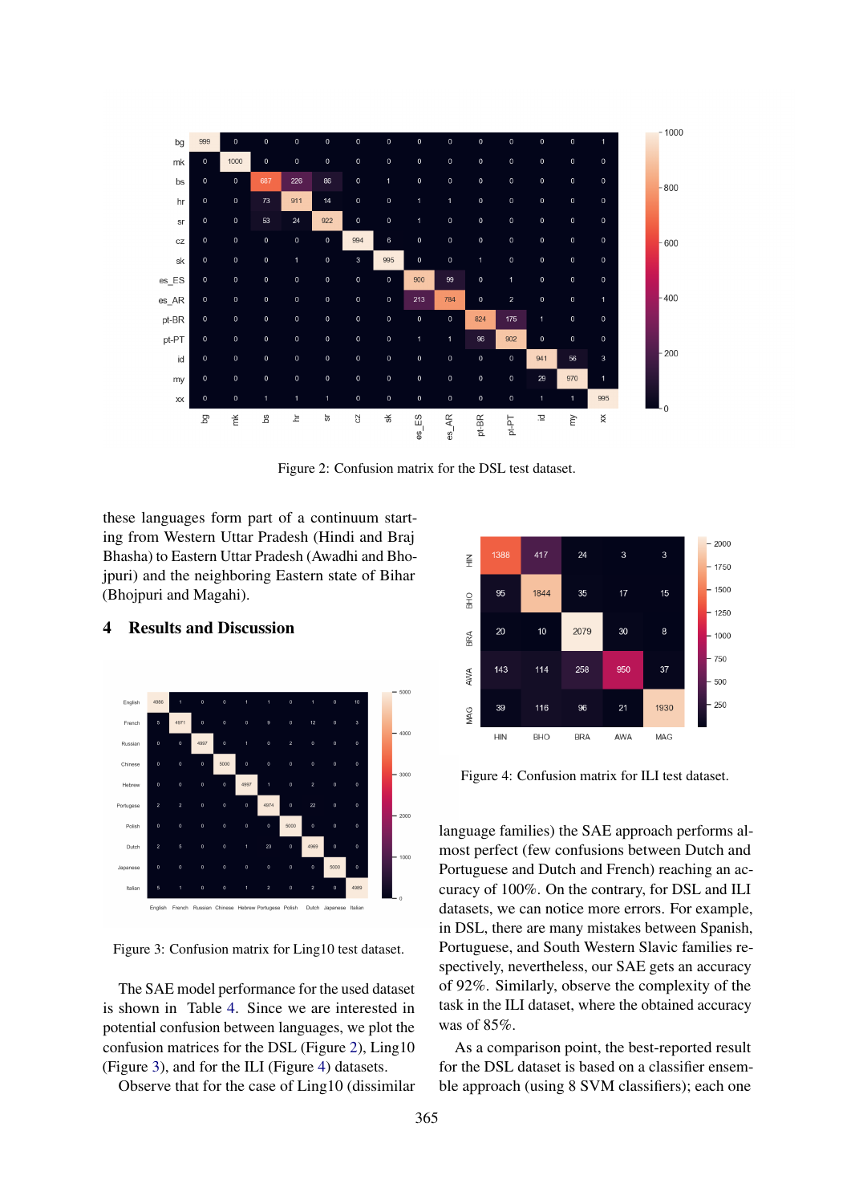Figure 2: Confusion matrix for the DSL test dataset.

these languages form part of a continuum starting from Western Uttar Pradesh (Hindi and Braj Bhasha) to Eastern Uttar Pradesh (Awadhi and Bhojpuri) and the neighboring Eastern state of Bihar (Bhojpuri and Magahi).

## 4 Results and Discussion

Figure 3: Confusion matrix for Ling10 test dataset.

The SAE model performance for the used dataset is shown in Table 4. Since we are interested in potential confusion between languages, we plot the confusion matrices for the DSL (Figure 2), Ling10 (Figure 3), and for the ILI (Figure 4) datasets.

Observe that for the case of Ling10 (dissimilar language families) the SAE approach performs almost perfect (few confusions between Dutch and Portuguese and Dutch and French) reaching an accuracy of 100%. On the contrary, for DSL and ILI datasets, we can notice more errors. For example, in DSL, there are many mistakes between Spanish, Portuguese, and South Western Slavic families respectively, nevertheless, our SAE gets an accuracy of 92%. Similarly, observe the complexity of the task in the ILI dataset, where the obtained accuracy was of 85%.

Figure 4: Confusion matrix for ILI test dataset.

As a comparison point, the best-reported result for the DSL dataset is based on a classifier ensemble approach (using 8 SVM classifiers); each one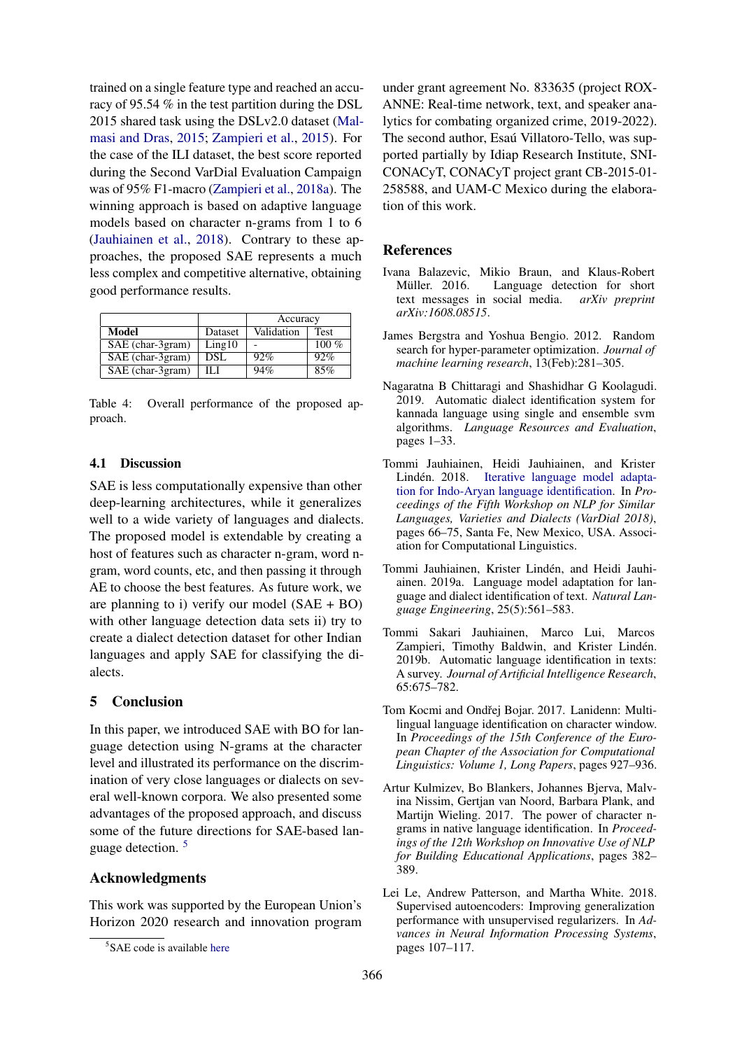trained on a single feature type and reached an accuracy of 95.54 % in the test partition during the DSL 2015 shared task using the DSLv2.0 dataset (Malmasi and Dras, 2015; Zampieri et al., 2015). For the case of the ILI dataset, the best score reported during the Second VarDial Evaluation Campaign was of 95% F1-macro (Zampieri et al., 2018a). The winning approach is based on adaptive language models based on character n-grams from 1 to 6 (Jauhiainen et al., 2018). Contrary to these approaches, the proposed SAE represents a much less complex and competitive alternative, obtaining good performance results.

| | | Accuracy | |
|---|---|---|---|
| **Model** | Dataset | Validation | Test |
| SAE (char-3gram) | Ling10 | - | 100 % |
| SAE (char-3gram) | DSL | 92% | 92% |
| SAE (char-3gram) | ILI | 94% | 85% |

Table 4: Overall performance of the proposed approach.

### 4.1 Discussion

SAE is less computationally expensive than other deep-learning architectures, while it generalizes well to a wide variety of languages and dialects. The proposed model is extendable by creating a host of features such as character n-gram, word n-gram, word counts, etc, and then passing it through AE to choose the best features. As future work, we are planning to i) verify our model (SAE + BO) with other language detection data sets ii) try to create a dialect detection dataset for other Indian languages and apply SAE for classifying the dialects.

## 5 Conclusion

In this paper, we introduced SAE with BO for language detection using N-grams at the character level and illustrated its performance on the discrimination of very close languages or dialects on several well-known corpora. We also presented some advantages of the proposed approach, and discuss some of the future directions for SAE-based language detection. [5]

## Acknowledgments

This work was supported by the European Union's Horizon 2020 research and innovation program under grant agreement No. 833635 (project ROXANNE: Real-time network, text, and speaker analytics for combating organized crime, 2019-2022). The second author, Esaú Villatoro-Tello, was supported partially by Idiap Research Institute, SNI-CONACyT, CONACyT project grant CB-2015-01-258588, and UAM-C Mexico during the elaboration of this work.

[5] SAE code is available here

## References

Ivana Balazevic, Mikio Braun, and Klaus-Robert Müller. 2016. Language detection for short text messages in social media. *arXiv preprint arXiv:1608.08515*.

James Bergstra and Yoshua Bengio. 2012. Random search for hyper-parameter optimization. *Journal of machine learning research*, 13(Feb):281–305.

Nagaratna B Chittaragi and Shashidhar G Koolagudi. 2019. Automatic dialect identification system for kannada language using single and ensemble svm algorithms. *Language Resources and Evaluation*, pages 1–33.

Tommi Jauhiainen, Heidi Jauhiainen, and Krister Lindén. 2018. Iterative language model adaptation for Indo-Aryan language identification. In *Proceedings of the Fifth Workshop on NLP for Similar Languages, Varieties and Dialects (VarDial 2018)*, pages 66–75, Santa Fe, New Mexico, USA. Association for Computational Linguistics.

Tommi Jauhiainen, Krister Lindén, and Heidi Jauhiainen. 2019a. Language model adaptation for language and dialect identification of text. *Natural Language Engineering*, 25(5):561–583.

Tommi Sakari Jauhiainen, Marco Lui, Marcos Zampieri, Timothy Baldwin, and Krister Lindén. 2019b. Automatic language identification in texts: A survey. *Journal of Artificial Intelligence Research*, 65:675–782.

Tom Kocmi and Ondřej Bojar. 2017. Lanidenn: Multilingual language identification on character window. In *Proceedings of the 15th Conference of the European Chapter of the Association for Computational Linguistics: Volume 1, Long Papers*, pages 927–936.

Artur Kulmizev, Bo Blankers, Johannes Bjerva, Malvina Nissim, Gertjan van Noord, Barbara Plank, and Martijn Wieling. 2017. The power of character n-grams in native language identification. In *Proceedings of the 12th Workshop on Innovative Use of NLP for Building Educational Applications*, pages 382–389.

Lei Le, Andrew Patterson, and Martha White. 2018. Supervised autoencoders: Improving generalization performance with unsupervised regularizers. In *Advances in Neural Information Processing Systems*, pages 107–117.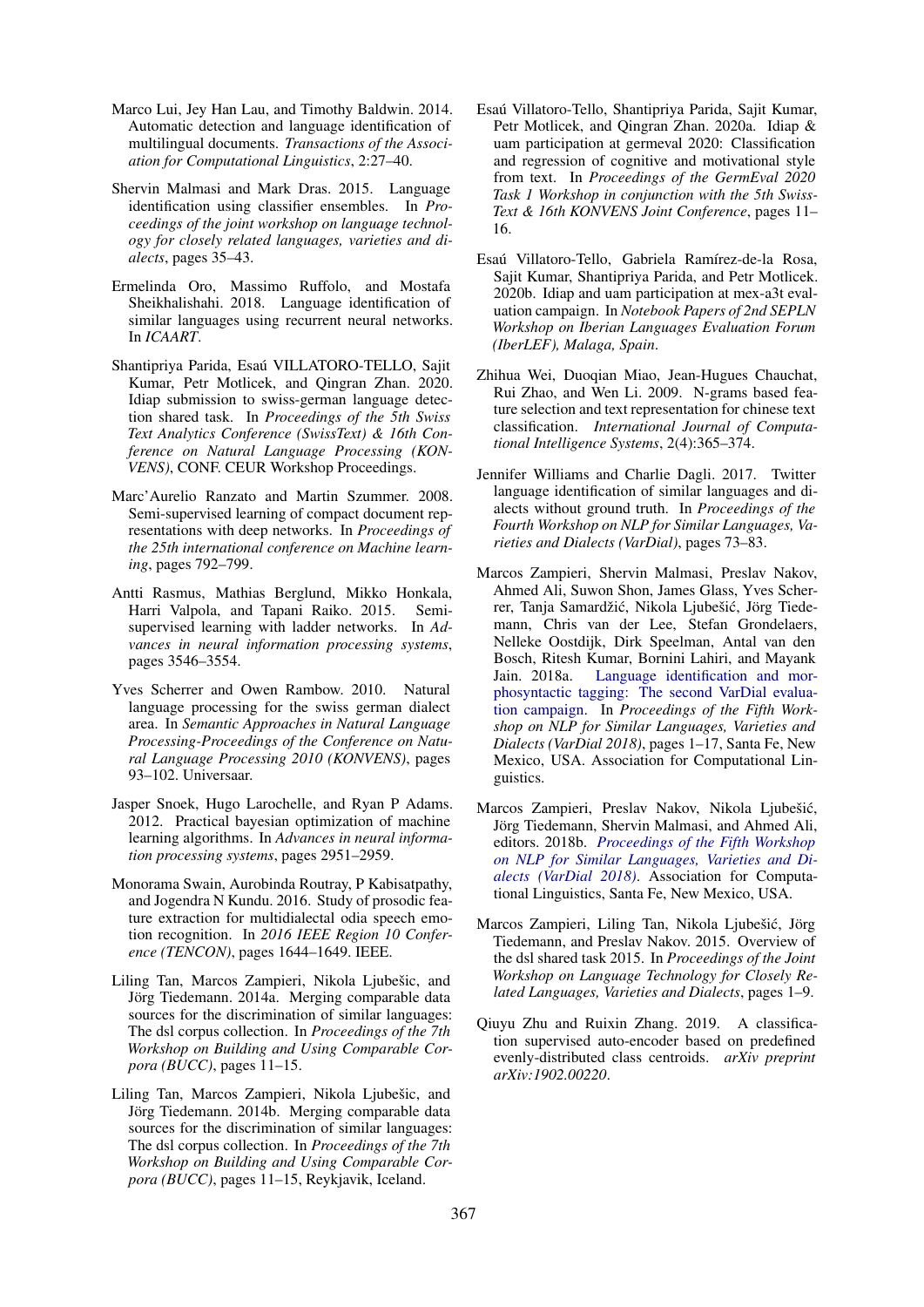Marco Lui, Jey Han Lau, and Timothy Baldwin. 2014. Automatic detection and language identification of multilingual documents. *Transactions of the Association for Computational Linguistics*, 2:27–40.

Shervin Malmasi and Mark Dras. 2015. Language identification using classifier ensembles. In *Proceedings of the joint workshop on language technology for closely related languages, varieties and dialects*, pages 35–43.

Ermelinda Oro, Massimo Ruffolo, and Mostafa Sheikhalishahi. 2018. Language identification of similar languages using recurrent neural networks. In *ICAART*.

Shantipriya Parida, Esaú VILLATORO-TELLO, Sajit Kumar, Petr Motlicek, and Qingran Zhan. 2020. Idiap submission to swiss-german language detection shared task. In *Proceedings of the 5th Swiss Text Analytics Conference (SwissText) & 16th Conference on Natural Language Processing (KONVENS)*, CONF. CEUR Workshop Proceedings.

Marc'Aurelio Ranzato and Martin Szummer. 2008. Semi-supervised learning of compact document representations with deep networks. In *Proceedings of the 25th international conference on Machine learning*, pages 792–799.

Antti Rasmus, Mathias Berglund, Mikko Honkala, Harri Valpola, and Tapani Raiko. 2015. Semi-supervised learning with ladder networks. In *Advances in neural information processing systems*, pages 3546–3554.

Yves Scherrer and Owen Rambow. 2010. Natural language processing for the swiss german dialect area. In *Semantic Approaches in Natural Language Processing-Proceedings of the Conference on Natural Language Processing 2010 (KONVENS)*, pages 93–102. Universaar.

Jasper Snoek, Hugo Larochelle, and Ryan P Adams. 2012. Practical bayesian optimization of machine learning algorithms. In *Advances in neural information processing systems*, pages 2951–2959.

Monorama Swain, Aurobinda Routray, P Kabisatpathy, and Jogendra N Kundu. 2016. Study of prosodic feature extraction for multidialectal odia speech emotion recognition. In *2016 IEEE Region 10 Conference (TENCON)*, pages 1644–1649. IEEE.

Liling Tan, Marcos Zampieri, Nikola Ljubešic, and Jörg Tiedemann. 2014a. Merging comparable data sources for the discrimination of similar languages: The dsl corpus collection. In *Proceedings of the 7th Workshop on Building and Using Comparable Corpora (BUCC)*, pages 11–15.

Liling Tan, Marcos Zampieri, Nikola Ljubešic, and Jörg Tiedemann. 2014b. Merging comparable data sources for the discrimination of similar languages: The dsl corpus collection. In *Proceedings of the 7th Workshop on Building and Using Comparable Corpora (BUCC)*, pages 11–15, Reykjavik, Iceland.

Esaú Villatoro-Tello, Shantipriya Parida, Sajit Kumar, Petr Motlicek, and Qingran Zhan. 2020a. Idiap & uam participation at germeval 2020: Classification and regression of cognitive and motivational style from text. In *Proceedings of the GermEval 2020 Task 1 Workshop in conjunction with the 5th SwissText & 16th KONVENS Joint Conference*, pages 11–16.

Esaú Villatoro-Tello, Gabriela Ramírez-de-la Rosa, Sajit Kumar, Shantipriya Parida, and Petr Motlicek. 2020b. Idiap and uam participation at mex-a3t evaluation campaign. In *Notebook Papers of 2nd SEPLN Workshop on Iberian Languages Evaluation Forum (IberLEF), Malaga, Spain*.

Zhihua Wei, Duoqian Miao, Jean-Hugues Chauchat, Rui Zhao, and Wen Li. 2009. N-grams based feature selection and text representation for chinese text classification. *International Journal of Computational Intelligence Systems*, 2(4):365–374.

Jennifer Williams and Charlie Dagli. 2017. Twitter language identification of similar languages and dialects without ground truth. In *Proceedings of the Fourth Workshop on NLP for Similar Languages, Varieties and Dialects (VarDial)*, pages 73–83.

Marcos Zampieri, Shervin Malmasi, Preslav Nakov, Ahmed Ali, Suwon Shon, James Glass, Yves Scherrer, Tanja Samardžić, Nikola Ljubešić, Jörg Tiedemann, Chris van der Lee, Stefan Grondelaers, Nelleke Oostdijk, Dirk Speelman, Antal van den Bosch, Ritesh Kumar, Bornini Lahiri, and Mayank Jain. 2018a. Language identification and morphosyntactic tagging: The second VarDial evaluation campaign. In *Proceedings of the Fifth Workshop on NLP for Similar Languages, Varieties and Dialects (VarDial 2018)*, pages 1–17, Santa Fe, New Mexico, USA. Association for Computational Linguistics.

Marcos Zampieri, Preslav Nakov, Nikola Ljubešić, Jörg Tiedemann, Shervin Malmasi, and Ahmed Ali, editors. 2018b. *Proceedings of the Fifth Workshop on NLP for Similar Languages, Varieties and Dialects (VarDial 2018)*. Association for Computational Linguistics, Santa Fe, New Mexico, USA.

Marcos Zampieri, Liling Tan, Nikola Ljubešić, Jörg Tiedemann, and Preslav Nakov. 2015. Overview of the dsl shared task 2015. In *Proceedings of the Joint Workshop on Language Technology for Closely Related Languages, Varieties and Dialects*, pages 1–9.

Qiuyu Zhu and Ruixin Zhang. 2019. A classification supervised auto-encoder based on predefined evenly-distributed class centroids. *arXiv preprint arXiv:1902.00220*.